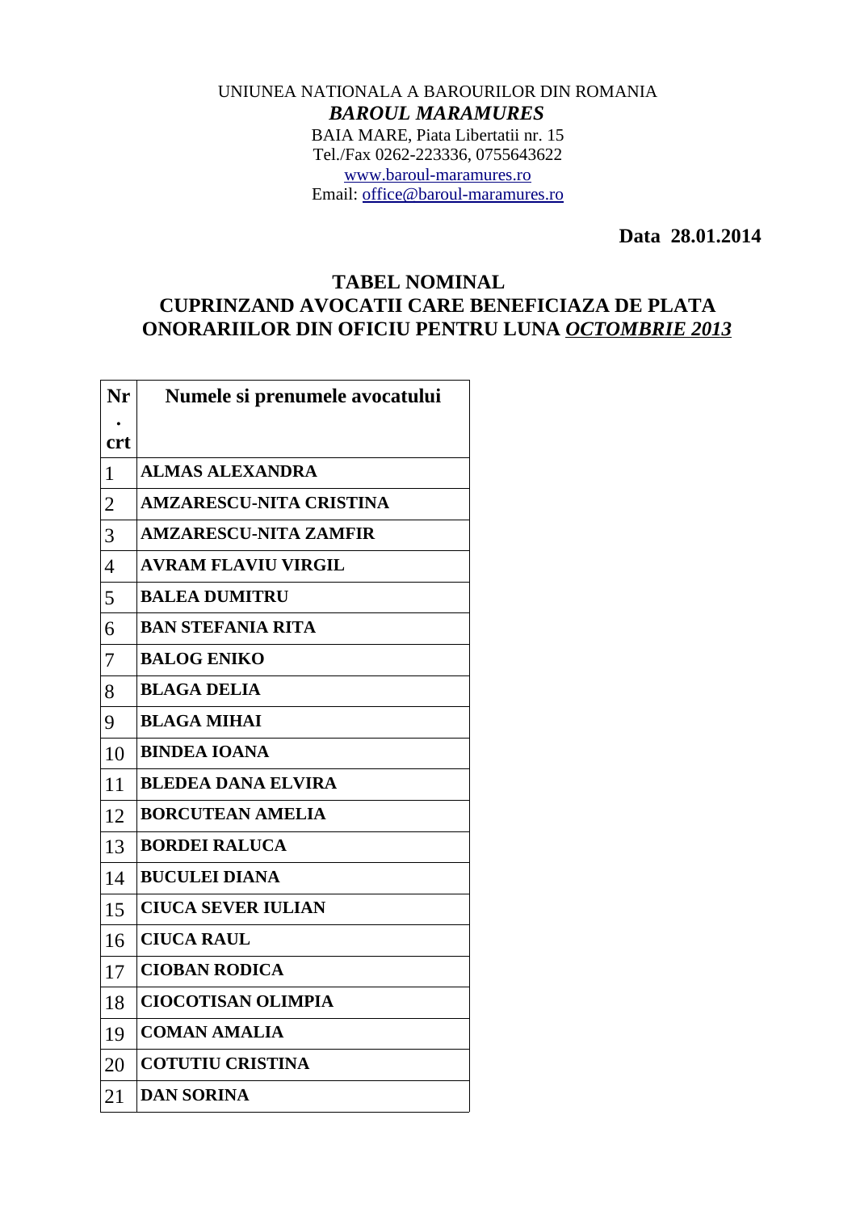UNIUNEA NATIONALA A BAROURILOR DIN ROMANIA

***BAROUL MARAMURES***

BAIA MARE, Piata Libertatii nr. 15

Tel./Fax 0262-223336, 0755643622

www.baroul-maramures.ro

Email: office@baroul-maramures.ro

**Data 28.01.2014**

## TABEL NOMINAL
## CUPRINZAND AVOCATII CARE BENEFICIAZA DE PLATA ONORARIILOR DIN OFICIU PENTRU LUNA ***OCTOMBRIE 2013***

| Nr. crt | Numele si prenumele avocatului |
|---|---|
| 1 | **ALMAS ALEXANDRA** |
| 2 | **AMZARESCU-NITA CRISTINA** |
| 3 | **AMZARESCU-NITA ZAMFIR** |
| 4 | **AVRAM FLAVIU VIRGIL** |
| 5 | **BALEA DUMITRU** |
| 6 | **BAN STEFANIA RITA** |
| 7 | **BALOG ENIKO** |
| 8 | **BLAGA DELIA** |
| 9 | **BLAGA MIHAI** |
| 10 | **BINDEA IOANA** |
| 11 | **BLEDEA DANA ELVIRA** |
| 12 | **BORCUTEAN AMELIA** |
| 13 | **BORDEI RALUCA** |
| 14 | **BUCULEI DIANA** |
| 15 | **CIUCA SEVER IULIAN** |
| 16 | **CIUCA RAUL** |
| 17 | **CIOBAN RODICA** |
| 18 | **CIOCOTISAN OLIMPIA** |
| 19 | **COMAN AMALIA** |
| 20 | **COTUTIU CRISTINA** |
| 21 | **DAN SORINA** |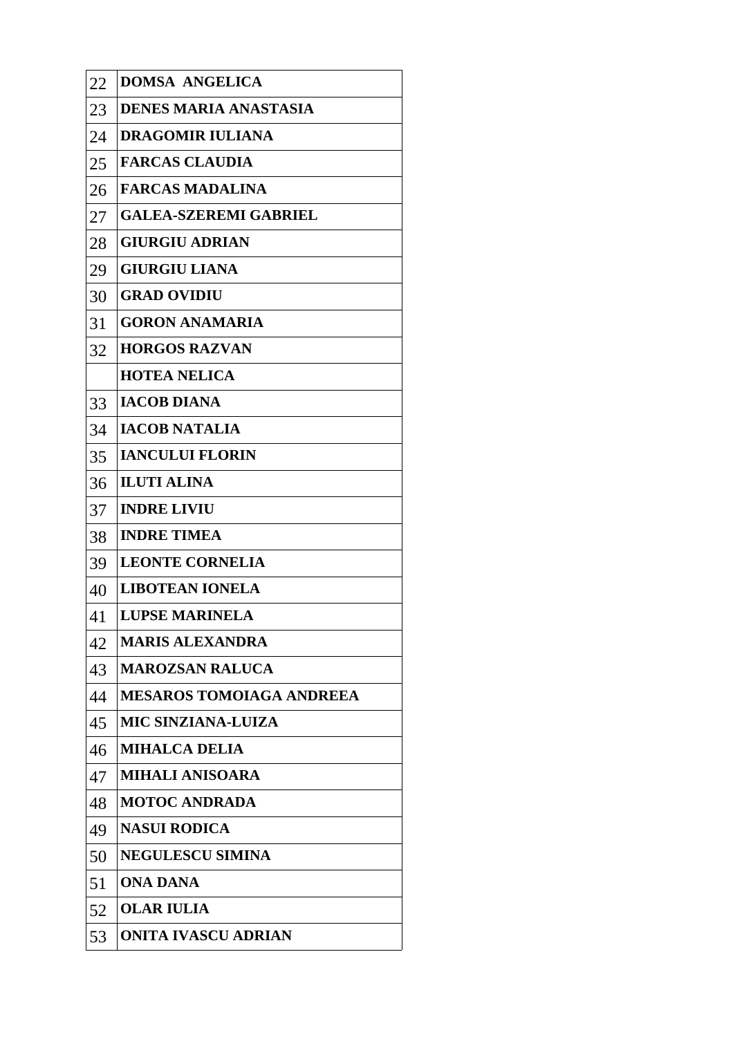| | |
|---|---|
| 22 | **DOMSA ANGELICA** |
| 23 | **DENES MARIA ANASTASIA** |
| 24 | **DRAGOMIR IULIANA** |
| 25 | **FARCAS CLAUDIA** |
| 26 | **FARCAS MADALINA** |
| 27 | **GALEA-SZEREMI GABRIEL** |
| 28 | **GIURGIU ADRIAN** |
| 29 | **GIURGIU LIANA** |
| 30 | **GRAD OVIDIU** |
| 31 | **GORON ANAMARIA** |
| 32 | **HORGOS RAZVAN** |
| | **HOTEA NELICA** |
| 33 | **IACOB DIANA** |
| 34 | **IACOB NATALIA** |
| 35 | **IANCULUI FLORIN** |
| 36 | **ILUTI ALINA** |
| 37 | **INDRE LIVIU** |
| 38 | **INDRE TIMEA** |
| 39 | **LEONTE CORNELIA** |
| 40 | **LIBOTEAN IONELA** |
| 41 | **LUPSE MARINELA** |
| 42 | **MARIS ALEXANDRA** |
| 43 | **MAROZSAN RALUCA** |
| 44 | **MESAROS TOMOIAGA ANDREEA** |
| 45 | **MIC SINZIANA-LUIZA** |
| 46 | **MIHALCA DELIA** |
| 47 | **MIHALI ANISOARA** |
| 48 | **MOTOC ANDRADA** |
| 49 | **NASUI RODICA** |
| 50 | **NEGULESCU SIMINA** |
| 51 | **ONA DANA** |
| 52 | **OLAR IULIA** |
| 53 | **ONITA IVASCU ADRIAN** |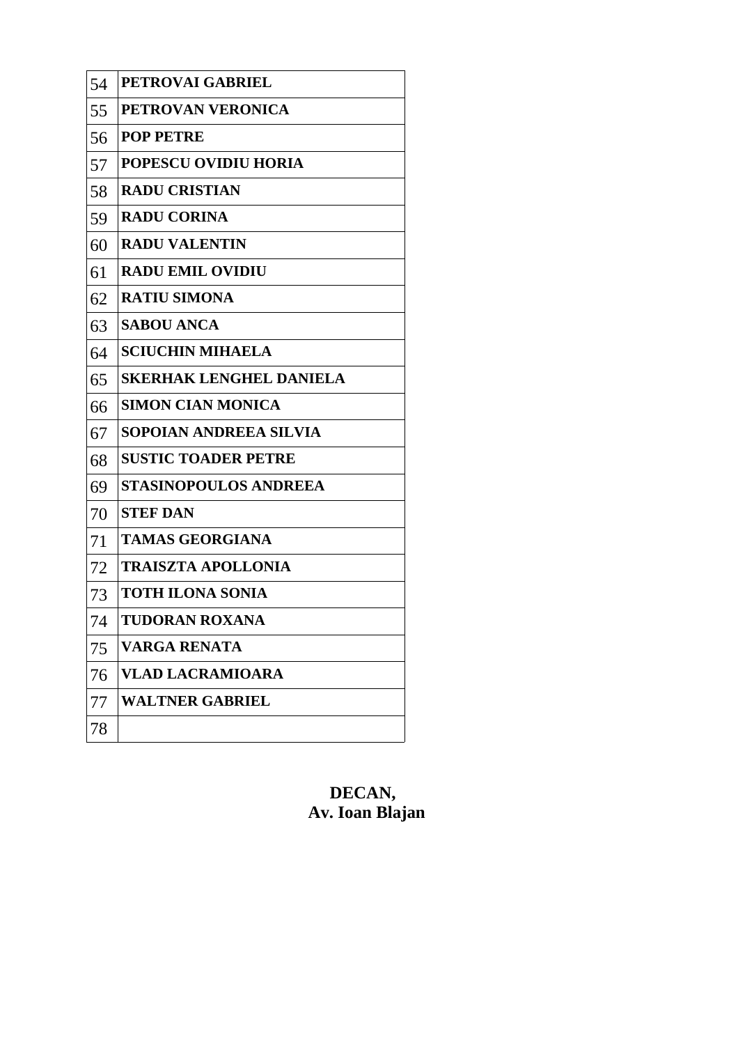| | |
|---|---|
| 54 | **PETROVAI GABRIEL** |
| 55 | **PETROVAN VERONICA** |
| 56 | **POP PETRE** |
| 57 | **POPESCU OVIDIU HORIA** |
| 58 | **RADU CRISTIAN** |
| 59 | **RADU CORINA** |
| 60 | **RADU VALENTIN** |
| 61 | **RADU EMIL OVIDIU** |
| 62 | **RATIU SIMONA** |
| 63 | **SABOU ANCA** |
| 64 | **SCIUCHIN MIHAELA** |
| 65 | **SKERHAK LENGHEL DANIELA** |
| 66 | **SIMON CIAN MONICA** |
| 67 | **SOPOIAN ANDREEA SILVIA** |
| 68 | **SUSTIC TOADER PETRE** |
| 69 | **STASINOPOULOS ANDREEA** |
| 70 | **STEF DAN** |
| 71 | **TAMAS GEORGIANA** |
| 72 | **TRAISZTA APOLLONIA** |
| 73 | **TOTH ILONA SONIA** |
| 74 | **TUDORAN ROXANA** |
| 75 | **VARGA RENATA** |
| 76 | **VLAD LACRAMIOARA** |
| 77 | **WALTNER GABRIEL** |
| 78 | |

**DECAN,**
**Av. Ioan Blajan**